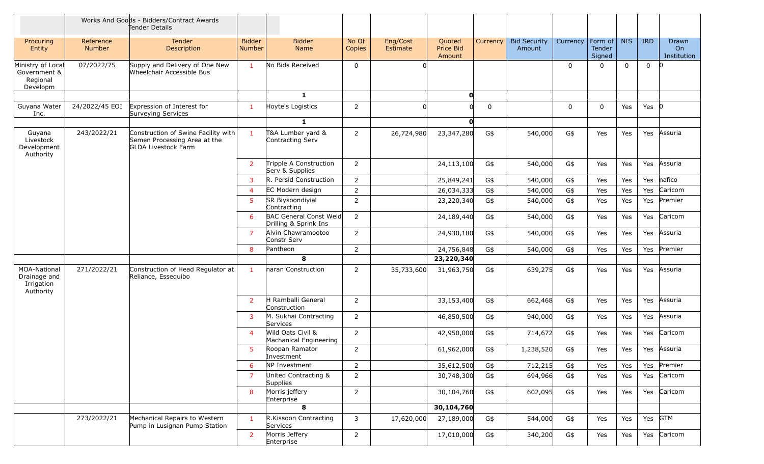| | | Works And Goods - Bidders/Contract Awards Tender Details | | | | | | | | | | | | |
|---|---|---|---|---|---|---|---|---|---|---|---|---|---|---|
| Procuring Entity | Reference Number | Tender Description | Bidder Number | Bidder Name | No Of Copies | Eng/Cost Estimate | Quoted Price Bid Amount | Currency | Bid Security Amount | Currency | Form of Tender Signed | NIS | IRD | Drawn On Institution |
| Ministry of Local Government & Regional Developm | 07/2022/75 | Supply and Delivery of One New Wheelchair Accessible Bus | 1 | No Bids Received | 0 | 0 | | | | 0 | 0 | 0 | 0 | 0 |
| | | | | **1** | | | **0** | | | | | | | |
| Guyana Water Inc. | 24/2022/45 EOI | Expression of Interest for Surveying Services | 1 | Hoyte's Logistics | 2 | 0 | 0 | 0 | | 0 | 0 | Yes | Yes | 0 |
| | | | | **1** | | | **0** | | | | | | | |
| Guyana Livestock Development Authority | 243/2022/21 | Construction of Swine Facility with Semen Processing Area at the GLDA Livestock Farm | 1 | T&A Lumber yard & Contracting Serv | 2 | 26,724,980 | 23,347,280 | G$ | 540,000 | G$ | Yes | Yes | Yes | Assuria |
| | | | 2 | Tripple A Construction Serv & Supplies | 2 | | 24,113,100 | G$ | 540,000 | G$ | Yes | Yes | Yes | Assuria |
| | | | 3 | R. Persid Construction | 2 | | 25,849,241 | G$ | 540,000 | G$ | Yes | Yes | Yes | nafico |
| | | | 4 | EC Modern design | 2 | | 26,034,333 | G$ | 540,000 | G$ | Yes | Yes | Yes | Caricom |
| | | | 5 | SR Biysoondiyial Contracting | 2 | | 23,220,340 | G$ | 540,000 | G$ | Yes | Yes | Yes | Premier |
| | | | 6 | BAC General Const Weld Drilling & Sprink Ins | 2 | | 24,189,440 | G$ | 540,000 | G$ | Yes | Yes | Yes | Caricom |
| | | | 7 | Alvin Chawramootoo Constr Serv | 2 | | 24,930,180 | G$ | 540,000 | G$ | Yes | Yes | Yes | Assuria |
| | | | 8 | Pantheon | 2 | | 24,756,848 | G$ | 540,000 | G$ | Yes | Yes | Yes | Premier |
| | | | | **8** | | | **23,220,340** | | | | | | | |
| MOA-National Drainage and Irrigation Authority | 271/2022/21 | Construction of Head Regulator at Reliance, Essequibo | 1 | naran Construction | 2 | 35,733,600 | 31,963,750 | G$ | 639,275 | G$ | Yes | Yes | Yes | Assuria |
| | | | 2 | H Ramballi General Construction | 2 | | 33,153,400 | G$ | 662,468 | G$ | Yes | Yes | Yes | Assuria |
| | | | 3 | M. Sukhai Contracting Services | 2 | | 46,850,500 | G$ | 940,000 | G$ | Yes | Yes | Yes | Assuria |
| | | | 4 | Wild Oats Civil & Machanical Engineering | 2 | | 42,950,000 | G$ | 714,672 | G$ | Yes | Yes | Yes | Caricom |
| | | | 5 | Roopan Ramator Investment | 2 | | 61,962,000 | G$ | 1,238,520 | G$ | Yes | Yes | Yes | Assuria |
| | | | 6 | NP Investment | 2 | | 35,612,500 | G$ | 712,215 | G$ | Yes | Yes | Yes | Premier |
| | | | 7 | United Contracting & Supplies | 2 | | 30,748,300 | G$ | 694,966 | G$ | Yes | Yes | Yes | Caricom |
| | | | 8 | Morris jeffery Enterprise | 2 | | 30,104,760 | G$ | 602,095 | G$ | Yes | Yes | Yes | Caricom |
| | | | | **8** | | | **30,104,760** | | | | | | | |
| | 273/2022/21 | Mechanical Repairs to Western Pump in Lusignan Pump Station | 1 | R.Kissoon Contracting Services | 3 | 17,620,000 | 27,189,000 | G$ | 544,000 | G$ | Yes | Yes | Yes | GTM |
| | | | 2 | Morris Jeffery Enterprise | 2 | | 17,010,000 | G$ | 340,200 | G$ | Yes | Yes | Yes | Caricom |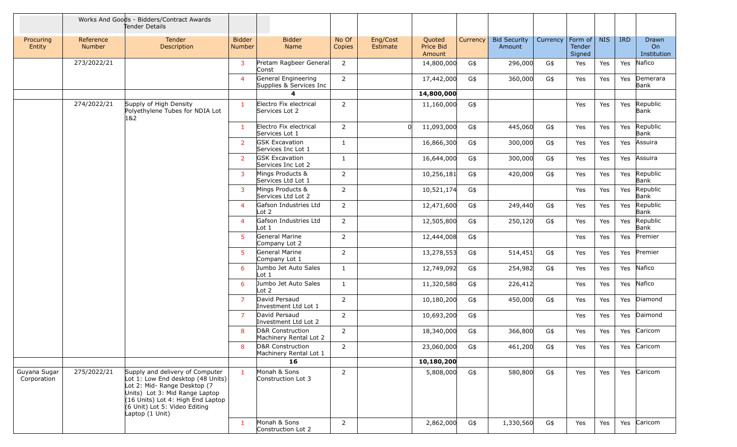| | Works And Goods - Bidders/Contract Awards Tender Details | | | | | | | | | | | | | |
|---|---|---|---|---|---|---|---|---|---|---|---|---|---|---|
| Procuring Entity | Reference Number | Tender Description | Bidder Number | Bidder Name | No Of Copies | Eng/Cost Estimate | Quoted Price Bid Amount | Currency | Bid Security Amount | Currency | Form of Tender Signed | NIS | IRD | Drawn On Institution |
| | 273/2022/21 | | 3 | Pretam Ragbeer General Const | 2 | | 14,800,000 | G$ | 296,000 | G$ | Yes | Yes | Yes | Nafico |
| | | | 4 | General Engineering Supplies & Services Inc | 2 | | 17,442,000 | G$ | 360,000 | G$ | Yes | Yes | Yes | Demerara Bank |
| | | | **4** | | | | **14,800,000** | | | | | | | |
| | 274/2022/21 | Supply of High Density Polyethylene Tubes for NDIA Lot 1&2 | 1 | Electro Fix electrical Services Lot 2 | 2 | | 11,160,000 | G$ | | | Yes | Yes | Yes | Republic Bank |
| | | | 1 | Electro Fix electrical Services Lot 1 | 2 | 0 | 11,093,000 | G$ | 445,060 | G$ | Yes | Yes | Yes | Republic Bank |
| | | | 2 | GSK Excavation Services Inc Lot 1 | 1 | | 16,866,300 | G$ | 300,000 | G$ | Yes | Yes | Yes | Assuira |
| | | | 2 | GSK Excavation Services Inc Lot 2 | 1 | | 16,644,000 | G$ | 300,000 | G$ | Yes | Yes | Yes | Assuira |
| | | | 3 | Mings Products & Services Ltd Lot 1 | 2 | | 10,256,181 | G$ | 420,000 | G$ | Yes | Yes | Yes | Republic Bank |
| | | | 3 | Mings Products & Services Ltd Lot 2 | 2 | | 10,521,174 | G$ | | | Yes | Yes | Yes | Republic Bank |
| | | | 4 | Gafson Industries Ltd Lot 2 | 2 | | 12,471,600 | G$ | 249,440 | G$ | Yes | Yes | Yes | Republic Bank |
| | | | 4 | Gafson Industries Ltd Lot 1 | 2 | | 12,505,800 | G$ | 250,120 | G$ | Yes | Yes | Yes | Republic Bank |
| | | | 5 | General Marine Company Lot 2 | 2 | | 12,444,008 | G$ | | | Yes | Yes | Yes | Premier |
| | | | 5 | General Marine Company Lot 1 | 2 | | 13,278,553 | G$ | 514,451 | G$ | Yes | Yes | Yes | Premier |
| | | | 6 | Jumbo Jet Auto Sales Lot 1 | 1 | | 12,749,092 | G$ | 254,982 | G$ | Yes | Yes | Yes | Nafico |
| | | | 6 | Jumbo Jet Auto Sales Lot 2 | 1 | | 11,320,580 | G$ | 226,412 | | Yes | Yes | Yes | Nafico |
| | | | 7 | David Persaud Investment Ltd Lot 1 | 2 | | 10,180,200 | G$ | 450,000 | G$ | Yes | Yes | Yes | Diamond |
| | | | 7 | David Persaud Investment Ltd Lot 2 | 2 | | 10,693,200 | G$ | | | Yes | Yes | Yes | Daimond |
| | | | 8 | D&R Construction Machinery Rental Lot 2 | 2 | | 18,340,000 | G$ | 366,800 | G$ | Yes | Yes | Yes | Caricom |
| | | | 8 | D&R Construction Machinery Rental Lot 1 | 2 | | 23,060,000 | G$ | 461,200 | G$ | Yes | Yes | Yes | Caricom |
| | | | **16** | | | | **10,180,200** | | | | | | | |
| Guyana Sugar Corporation | 275/2022/21 | Supply and delivery of Computer Lot 1: Low End desktop (48 Units) Lot 2: Mid- Range Desktop (7 Units) Lot 3: Mid Range Laptop (16 Units) Lot 4: High End Laptop (6 Unit) Lot 5: Video Editing Laptop (1 Unit) | 1 | Monah & Sons Construction Lot 3 | 2 | | 5,808,000 | G$ | 580,800 | G$ | Yes | Yes | Yes | Caricom |
| | | | 1 | Monah & Sons Construction Lot 2 | 2 | | 2,862,000 | G$ | 1,330,560 | G$ | Yes | Yes | Yes | Caricom |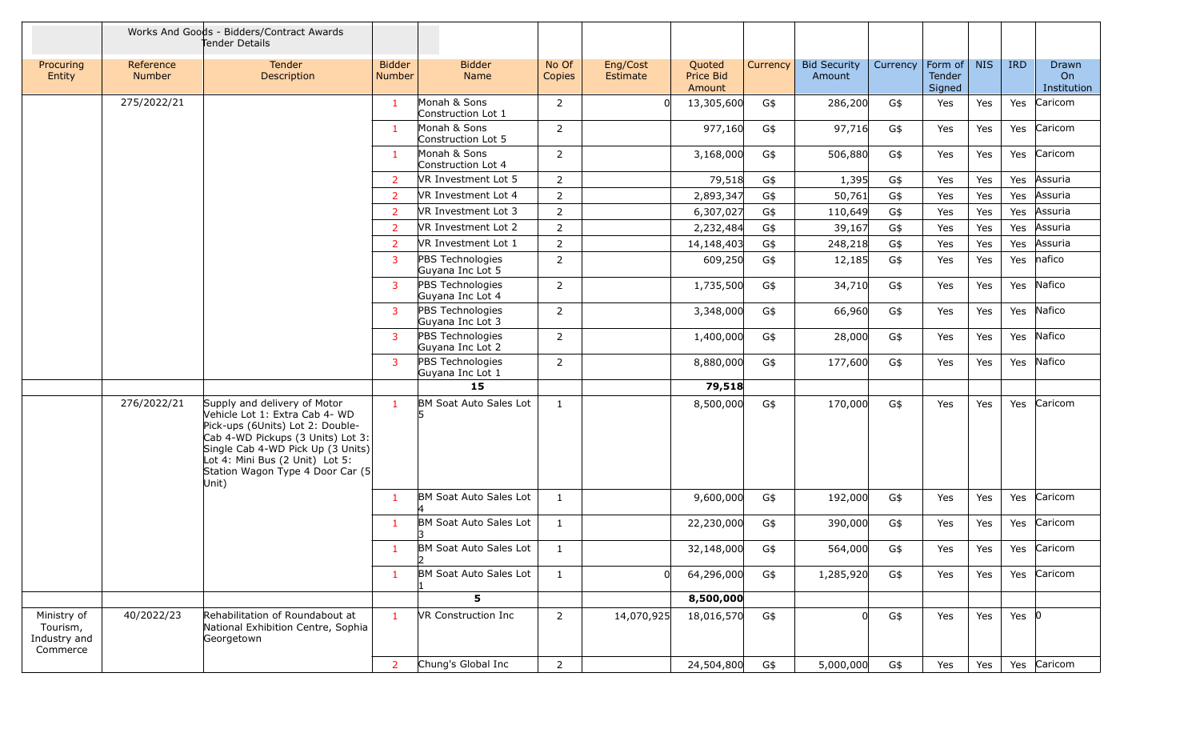| | | Works And Goods - Bidders/Contract Awards Tender Details | | | | | | | | | | | | |
|---|---|---|---|---|---|---|---|---|---|---|---|---|---|---|
| Procuring Entity | Reference Number | Tender Description | Bidder Number | Bidder Name | No Of Copies | Eng/Cost Estimate | Quoted Price Bid Amount | Currency | Bid Security Amount | Currency | Form of Tender Signed | NIS | IRD | Drawn On Institution |
| | 275/2022/21 | | 1 | Monah & Sons Construction Lot 1 | 2 | 0 | 13,305,600 | G$ | 286,200 | G$ | Yes | Yes | Yes | Caricom |
| | | | 1 | Monah & Sons Construction Lot 5 | 2 | | 977,160 | G$ | 97,716 | G$ | Yes | Yes | Yes | Caricom |
| | | | 1 | Monah & Sons Construction Lot 4 | 2 | | 3,168,000 | G$ | 506,880 | G$ | Yes | Yes | Yes | Caricom |
| | | | 2 | VR Investment Lot 5 | 2 | | 79,518 | G$ | 1,395 | G$ | Yes | Yes | Yes | Assuria |
| | | | 2 | VR Investment Lot 4 | 2 | | 2,893,347 | G$ | 50,761 | G$ | Yes | Yes | Yes | Assuria |
| | | | 2 | VR Investment Lot 3 | 2 | | 6,307,027 | G$ | 110,649 | G$ | Yes | Yes | Yes | Assuria |
| | | | 2 | VR Investment Lot 2 | 2 | | 2,232,484 | G$ | 39,167 | G$ | Yes | Yes | Yes | Assuria |
| | | | 2 | VR Investment Lot 1 | 2 | | 14,148,403 | G$ | 248,218 | G$ | Yes | Yes | Yes | Assuria |
| | | | 3 | PBS Technologies Guyana Inc Lot 5 | 2 | | 609,250 | G$ | 12,185 | G$ | Yes | Yes | Yes | nafico |
| | | | 3 | PBS Technologies Guyana Inc Lot 4 | 2 | | 1,735,500 | G$ | 34,710 | G$ | Yes | Yes | Yes | Nafico |
| | | | 3 | PBS Technologies Guyana Inc Lot 3 | 2 | | 3,348,000 | G$ | 66,960 | G$ | Yes | Yes | Yes | Nafico |
| | | | 3 | PBS Technologies Guyana Inc Lot 2 | 2 | | 1,400,000 | G$ | 28,000 | G$ | Yes | Yes | Yes | Nafico |
| | | | 3 | PBS Technologies Guyana Inc Lot 1 | 2 | | 8,880,000 | G$ | 177,600 | G$ | Yes | Yes | Yes | Nafico |
| | | | | **15** | | | **79,518** | | | | | | | |
| | 276/2022/21 | Supply and delivery of Motor Vehicle Lot 1: Extra Cab 4- WD Pick-ups (6Units) Lot 2: Double-Cab 4-WD Pickups (3 Units) Lot 3: Single Cab 4-WD Pick Up (3 Units) Lot 4: Mini Bus (2 Unit) Lot 5: Station Wagon Type 4 Door Car (5 Unit) | 1 | BM Soat Auto Sales Lot 5 | 1 | | 8,500,000 | G$ | 170,000 | G$ | Yes | Yes | Yes | Caricom |
| | | | 1 | BM Soat Auto Sales Lot 4 | 1 | | 9,600,000 | G$ | 192,000 | G$ | Yes | Yes | Yes | Caricom |
| | | | 1 | BM Soat Auto Sales Lot 3 | 1 | | 22,230,000 | G$ | 390,000 | G$ | Yes | Yes | Yes | Caricom |
| | | | 1 | BM Soat Auto Sales Lot 2 | 1 | | 32,148,000 | G$ | 564,000 | G$ | Yes | Yes | Yes | Caricom |
| | | | 1 | BM Soat Auto Sales Lot 1 | 1 | 0 | 64,296,000 | G$ | 1,285,920 | G$ | Yes | Yes | Yes | Caricom |
| | | | | **5** | | | **8,500,000** | | | | | | | |
| Ministry of Tourism, Industry and Commerce | 40/2022/23 | Rehabilitation of Roundabout at National Exhibition Centre, Sophia Georgetown | 1 | VR Construction Inc | 2 | 14,070,925 | 18,016,570 | G$ | 0 | G$ | Yes | Yes | Yes | 0 |
| | | | 2 | Chung's Global Inc | 2 | | 24,504,800 | G$ | 5,000,000 | G$ | Yes | Yes | Yes | Caricom |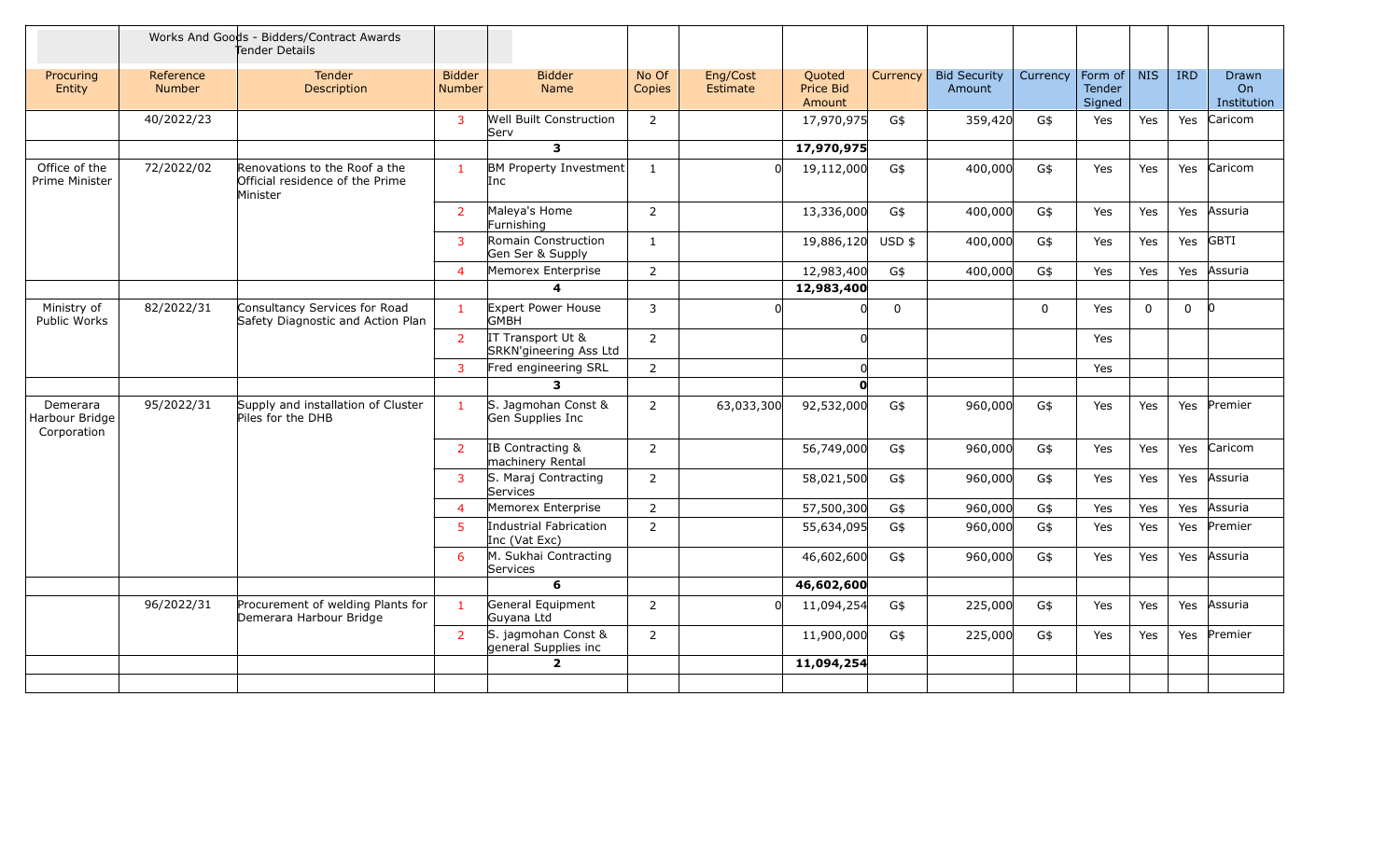| | | Works And Goods - Bidders/Contract Awards Tender Details | | | | | | | | | | | | |
|---|---|---|---|---|---|---|---|---|---|---|---|---|---|---|
| Procuring Entity | Reference Number | Tender Description | Bidder Number | Bidder Name | No Of Copies | Eng/Cost Estimate | Quoted Price Bid Amount | Currency | Bid Security Amount | Currency | Form of Tender Signed | NIS | IRD | Drawn On Institution |
| | 40/2022/23 | | 3 | Well Built Construction Serv | 2 | | 17,970,975 | G$ | 359,420 | G$ | Yes | Yes | Yes | Caricom |
| | | | | **3** | | | **17,970,975** | | | | | | | |
| Office of the Prime Minister | 72/2022/02 | Renovations to the Roof a the Official residence of the Prime Minister | 1 | BM Property Investment Inc | 1 | 0 | 19,112,000 | G$ | 400,000 | G$ | Yes | Yes | Yes | Caricom |
| | | | 2 | Maleya's Home Furnishing | 2 | | 13,336,000 | G$ | 400,000 | G$ | Yes | Yes | Yes | Assuria |
| | | | 3 | Romain Construction Gen Ser & Supply | 1 | | 19,886,120 | USD $ | 400,000 | G$ | Yes | Yes | Yes | GBTI |
| | | | 4 | Memorex Enterprise | 2 | | 12,983,400 | G$ | 400,000 | G$ | Yes | Yes | Yes | Assuria |
| | | | | **4** | | | **12,983,400** | | | | | | | |
| Ministry of Public Works | 82/2022/31 | Consultancy Services for Road Safety Diagnostic and Action Plan | 1 | Expert Power House GMBH | 3 | 0 | 0 | 0 | | 0 | Yes | 0 | 0 | 0 |
| | | | 2 | IT Transport Ut & SRKN'gineering Ass Ltd | 2 | | 0 | | | | Yes | | | |
| | | | 3 | Fred engineering SRL | 2 | | 0 | | | | Yes | | | |
| | | | | **3** | | | **0** | | | | | | | |
| Demerara Harbour Bridge Corporation | 95/2022/31 | Supply and installation of Cluster Piles for the DHB | 1 | S. Jagmohan Const & Gen Supplies Inc | 2 | 63,033,300 | 92,532,000 | G$ | 960,000 | G$ | Yes | Yes | Yes | Premier |
| | | | 2 | IB Contracting & machinery Rental | 2 | | 56,749,000 | G$ | 960,000 | G$ | Yes | Yes | Yes | Caricom |
| | | | 3 | S. Maraj Contracting Services | 2 | | 58,021,500 | G$ | 960,000 | G$ | Yes | Yes | Yes | Assuria |
| | | | 4 | Memorex Enterprise | 2 | | 57,500,300 | G$ | 960,000 | G$ | Yes | Yes | Yes | Assuria |
| | | | 5 | Industrial Fabrication Inc (Vat Exc) | 2 | | 55,634,095 | G$ | 960,000 | G$ | Yes | Yes | Yes | Premier |
| | | | 6 | M. Sukhai Contracting Services | | | 46,602,600 | G$ | 960,000 | G$ | Yes | Yes | Yes | Assuria |
| | | | | **6** | | | **46,602,600** | | | | | | | |
| | 96/2022/31 | Procurement of welding Plants for Demerara Harbour Bridge | 1 | General Equipment Guyana Ltd | 2 | 0 | 11,094,254 | G$ | 225,000 | G$ | Yes | Yes | Yes | Assuria |
| | | | 2 | S. jagmohan Const & general Supplies inc | 2 | | 11,900,000 | G$ | 225,000 | G$ | Yes | Yes | Yes | Premier |
| | | | | **2** | | | **11,094,254** | | | | | | | |